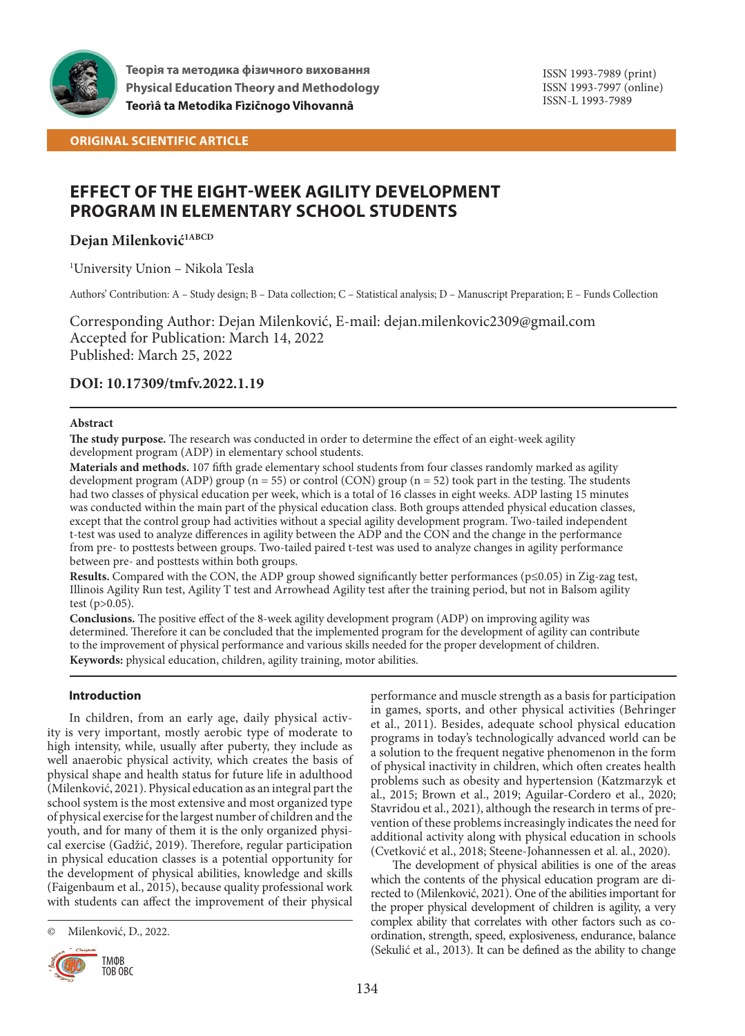Теорія та методика фізичного виховання
Physical Education Theory and Methodology
Teorìâ ta Metodika Fìzičnogo Vihovannâ

ISSN 1993-7989 (print)
ISSN 1993-7997 (online)
ISSN-L 1993-7989

ORIGINAL SCIENTIFIC ARTICLE

# EFFECT OF THE EIGHT-WEEK AGILITY DEVELOPMENT PROGRAM IN ELEMENTARY SCHOOL STUDENTS

**Dejan Milenković**[1ABCD]

[1]University Union – Nikola Tesla

Authors' Contribution: A – Study design; B – Data collection; C – Statistical analysis; D – Manuscript Preparation; E – Funds Collection

Corresponding Author: Dejan Milenković, E-mail: dejan.milenkovic2309@gmail.com
Accepted for Publication: March 14, 2022
Published: March 25, 2022

**DOI: 10.17309/tmfv.2022.1.19**

## Abstract

**The study purpose.** The research was conducted in order to determine the effect of an eight-week agility development program (ADP) in elementary school students.

**Materials and methods.** 107 fifth grade elementary school students from four classes randomly marked as agility development program (ADP) group (n = 55) or control (CON) group (n = 52) took part in the testing. The students had two classes of physical education per week, which is a total of 16 classes in eight weeks. ADP lasting 15 minutes was conducted within the main part of the physical education class. Both groups attended physical education classes, except that the control group had activities without a special agility development program. Two-tailed independent t-test was used to analyze differences in agility between the ADP and the CON and the change in the performance from pre- to posttests between groups. Two-tailed paired t-test was used to analyze changes in agility performance between pre- and posttests within both groups.

**Results.** Compared with the CON, the ADP group showed significantly better performances ($p \leq 0.05$) in Zig-zag test, Illinois Agility Run test, Agility T test and Arrowhead Agility test after the training period, but not in Balsom agility test ($p > 0.05$).

**Conclusions.** The positive effect of the 8-week agility development program (ADP) on improving agility was determined. Therefore it can be concluded that the implemented program for the development of agility can contribute to the improvement of physical performance and various skills needed for the proper development of children.

**Keywords:** physical education, children, agility training, motor abilities.

## Introduction

In children, from an early age, daily physical activity is very important, mostly aerobic type of moderate to high intensity, while, usually after puberty, they include as well anaerobic physical activity, which creates the basis of physical shape and health status for future life in adulthood (Milenković, 2021). Physical education as an integral part the school system is the most extensive and most organized type of physical exercise for the largest number of children and the youth, and for many of them it is the only organized physical exercise (Gadžić, 2019). Therefore, regular participation in physical education classes is a potential opportunity for the development of physical abilities, knowledge and skills (Faigenbaum et al., 2015), because quality professional work with students can affect the improvement of their physical performance and muscle strength as a basis for participation in games, sports, and other physical activities (Behringer et al., 2011). Besides, adequate school physical education programs in today's technologically advanced world can be a solution to the frequent negative phenomenon in the form of physical inactivity in children, which often creates health problems such as obesity and hypertension (Katzmarzyk et al., 2015; Brown et al., 2019; Aguilar-Cordero et al., 2020; Stavridou et al., 2021), although the research in terms of prevention of these problems increasingly indicates the need for additional activity along with physical education in schools (Cvetković et al., 2018; Steene-Johannessen et al. al., 2020).

The development of physical abilities is one of the areas which the contents of the physical education program are directed to (Milenković, 2021). One of the abilities important for the proper physical development of children is agility, a very complex ability that correlates with other factors such as coordination, strength, speed, explosiveness, endurance, balance (Sekulić et al., 2013). It can be defined as the ability to change

© Milenković, D., 2022.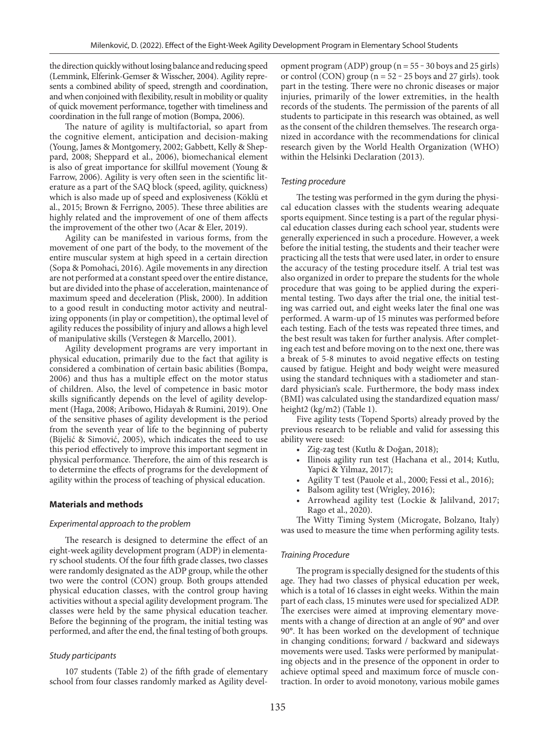the direction quickly without losing balance and reducing speed (Lemmink, Elferink-Gemser & Wisscher, 2004). Agility represents a combined ability of speed, strength and coordination, and when conjoined with flexibility, result in mobility or quality of quick movement performance, together with timeliness and coordination in the full range of motion (Bompa, 2006).

The nature of agility is multifactorial, so apart from the cognitive element, anticipation and decision-making (Young, James & Montgomery, 2002; Gabbett, Kelly & Sheppard, 2008; Sheppard et al., 2006), biomechanical element is also of great importance for skillful movement (Young & Farrow, 2006). Agility is very often seen in the scientific literature as a part of the SAQ block (speed, agility, quickness) which is also made up of speed and explosiveness (Köklü et al., 2015; Brown & Ferrigno, 2005). These three abilities are highly related and the improvement of one of them affects the improvement of the other two (Acar & Eler, 2019).

Agility can be manifested in various forms, from the movement of one part of the body, to the movement of the entire muscular system at high speed in a certain direction (Sopa & Pomohaci, 2016). Agile movements in any direction are not performed at a constant speed over the entire distance, but are divided into the phase of acceleration, maintenance of maximum speed and deceleration (Plisk, 2000). In addition to a good result in conducting motor activity and neutralizing opponents (in play or competition), the optimal level of agility reduces the possibility of injury and allows a high level of manipulative skills (Verstegen & Marcello, 2001).

Agility development programs are very important in physical education, primarily due to the fact that agility is considered a combination of certain basic abilities (Bompa, 2006) and thus has a multiple effect on the motor status of children. Also, the level of competence in basic motor skills significantly depends on the level of agility development (Haga, 2008; Aribowo, Hidayah & Rumini, 2019). One of the sensitive phases of agility development is the period from the seventh year of life to the beginning of puberty (Bijelić & Simović, 2005), which indicates the need to use this period effectively to improve this important segment in physical performance. Therefore, the aim of this research is to determine the effects of programs for the development of agility within the process of teaching of physical education.

## Materials and methods

### *Experimental approach to the problem*

The research is designed to determine the effect of an eight-week agility development program (ADP) in elementary school students. Of the four fifth grade classes, two classes were randomly designated as the ADP group, while the other two were the control (CON) group. Both groups attended physical education classes, with the control group having activities without a special agility development program. The classes were held by the same physical education teacher. Before the beginning of the program, the initial testing was performed, and after the end, the final testing of both groups.

### *Study participants*

107 students (Table 2) of the fifth grade of elementary school from four classes randomly marked as Agility development program (ADP) group (n = 55 - 30 boys and 25 girls) or control (CON) group (n = 52 - 25 boys and 27 girls). took part in the testing. There were no chronic diseases or major injuries, primarily of the lower extremities, in the health records of the students. The permission of the parents of all students to participate in this research was obtained, as well as the consent of the children themselves. The research organized in accordance with the recommendations for clinical research given by the World Health Organization (WHO) within the Helsinki Declaration (2013).

### *Testing procedure*

The testing was performed in the gym during the physical education classes with the students wearing adequate sports equipment. Since testing is a part of the regular physical education classes during each school year, students were generally experienced in such a procedure. However, a week before the initial testing, the students and their teacher were practicing all the tests that were used later, in order to ensure the accuracy of the testing procedure itself. A trial test was also organized in order to prepare the students for the whole procedure that was going to be applied during the experimental testing. Two days after the trial one, the initial testing was carried out, and eight weeks later the final one was performed. A warm-up of 15 minutes was performed before each testing. Each of the tests was repeated three times, and the best result was taken for further analysis. After completing each test and before moving on to the next one, there was a break of 5-8 minutes to avoid negative effects on testing caused by fatigue. Height and body weight were measured using the standard techniques with a stadiometer and standard physician's scale. Furthermore, the body mass index (BMI) was calculated using the standardized equation mass/height2 (kg/m2) (Table 1).

Five agility tests (Topend Sports) already proved by the previous research to be reliable and valid for assessing this ability were used:

- Zig-zag test (Kutlu & Doğan, 2018);
- Ilinois agility run test (Hachana et al., 2014; Kutlu, Yapici & Yilmaz, 2017);
- Agility T test (Pauole et al., 2000; Fessi et al., 2016);
- Balsom agility test (Wrigley, 2016);
- Arrowhead agility test (Lockie & Jalilvand, 2017; Rago et al., 2020).

The Witty Timing System (Microgate, Bolzano, Italy) was used to measure the time when performing agility tests.

### *Training Procedure*

The program is specially designed for the students of this age. They had two classes of physical education per week, which is a total of 16 classes in eight weeks. Within the main part of each class, 15 minutes were used for specialized ADP. The exercises were aimed at improving elementary movements with a change of direction at an angle of 90° and over 90°. It has been worked on the development of technique in changing conditions; forward / backward and sideways movements were used. Tasks were performed by manipulating objects and in the presence of the opponent in order to achieve optimal speed and maximum force of muscle contraction. In order to avoid monotony, various mobile games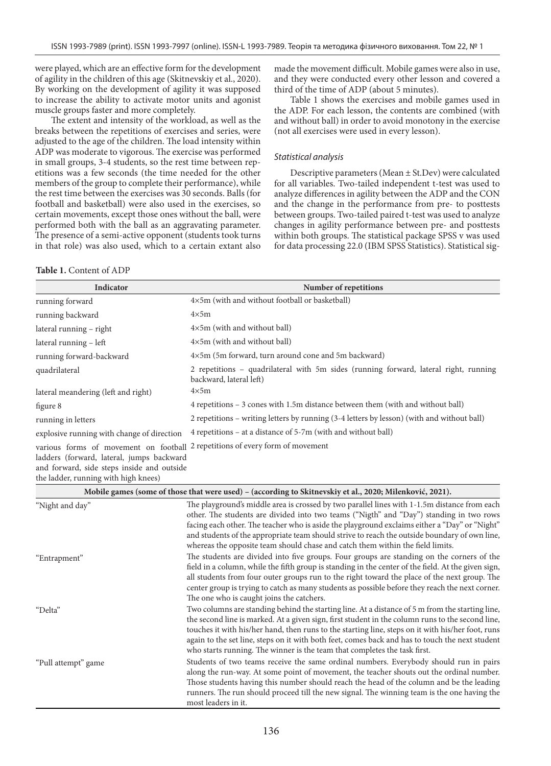were played, which are an effective form for the development of agility in the children of this age (Skitnevskiy et al., 2020). By working on the development of agility it was supposed to increase the ability to activate motor units and agonist muscle groups faster and more completely.

The extent and intensity of the workload, as well as the breaks between the repetitions of exercises and series, were adjusted to the age of the children. The load intensity within ADP was moderate to vigorous. The exercise was performed in small groups, 3-4 students, so the rest time between repetitions was a few seconds (the time needed for the other members of the group to complete their performance), while the rest time between the exercises was 30 seconds. Balls (for football and basketball) were also used in the exercises, so certain movements, except those ones without the ball, were performed both with the ball as an aggravating parameter. The presence of a semi-active opponent (students took turns in that role) was also used, which to a certain extant also made the movement difficult. Mobile games were also in use, and they were conducted every other lesson and covered a third of the time of ADP (about 5 minutes).

Table 1 shows the exercises and mobile games used in the ADP. For each lesson, the contents are combined (with and without ball) in order to avoid monotony in the exercise (not all exercises were used in every lesson).

### *Statistical analysis*

Descriptive parameters (Mean ± St.Dev) were calculated for all variables. Two-tailed independent t-test was used to analyze differences in agility between the ADP and the CON and the change in the performance from pre- to posttests between groups. Two-tailed paired t-test was used to analyze changes in agility performance between pre- and posttests within both groups. The statistical package SPSS v was used for data processing 22.0 (IBM SPSS Statistics). Statistical sig-

**Table 1.** Content of ADP

| Indicator | Number of repetitions |
|---|---|
| running forward | 4×5m (with and without football or basketball) |
| running backward | 4×5m |
| lateral running – right | 4×5m (with and without ball) |
| lateral running – left | 4×5m (with and without ball) |
| running forward-backward | 4×5m (5m forward, turn around cone and 5m backward) |
| quadrilateral | 2 repetitions – quadrilateral with 5m sides (running forward, lateral right, running backward, lateral left) |
| lateral meandering (left and right) | 4×5m |
| figure 8 | 4 repetitions – 3 cones with 1.5m distance between them (with and without ball) |
| running in letters | 2 repetitions – writing letters by running (3-4 letters by lesson) (with and without ball) |
| explosive running with change of direction | 4 repetitions – at a distance of 5-7m (with and without ball) |
| various forms of movement on football ladders (forward, lateral, jumps backward and forward, side steps inside and outside the ladder, running with high knees) | 2 repetitions of every form of movement |
| **Mobile games (some of those that were used) – (according to Skitnevskiy et al., 2020; Milenković, 2021).** | |
| "Night and day" | The playground's middle area is crossed by two parallel lines with 1-1.5m distance from each other. The students are divided into two teams ("Nigth" and "Day") standing in two rows facing each other. The teacher who is aside the playground exclaims either a "Day" or "Night" and students of the appropriate team should strive to reach the outside boundary of own line, whereas the opposite team should chase and catch them within the field limits. |
| "Entrapment" | The students are divided into five groups. Four groups are standing on the corners of the field in a column, while the fifth group is standing in the center of the field. At the given sign, all students from four outer groups run to the right toward the place of the next group. The center group is trying to catch as many students as possible before they reach the next corner. The one who is caught joins the catchers. |
| "Delta" | Two columns are standing behind the starting line. At a distance of 5 m from the starting line, the second line is marked. At a given sign, first student in the column runs to the second line, touches it with his/her hand, then runs to the starting line, steps on it with his/her foot, runs again to the set line, steps on it with both feet, comes back and has to touch the next student who starts running. The winner is the team that completes the task first. |
| "Pull attempt" game | Students of two teams receive the same ordinal numbers. Everybody should run in pairs along the run-way. At some point of movement, the teacher shouts out the ordinal number. Those students having this number should reach the head of the column and be the leading runners. The run should proceed till the new signal. The winning team is the one having the most leaders in it. |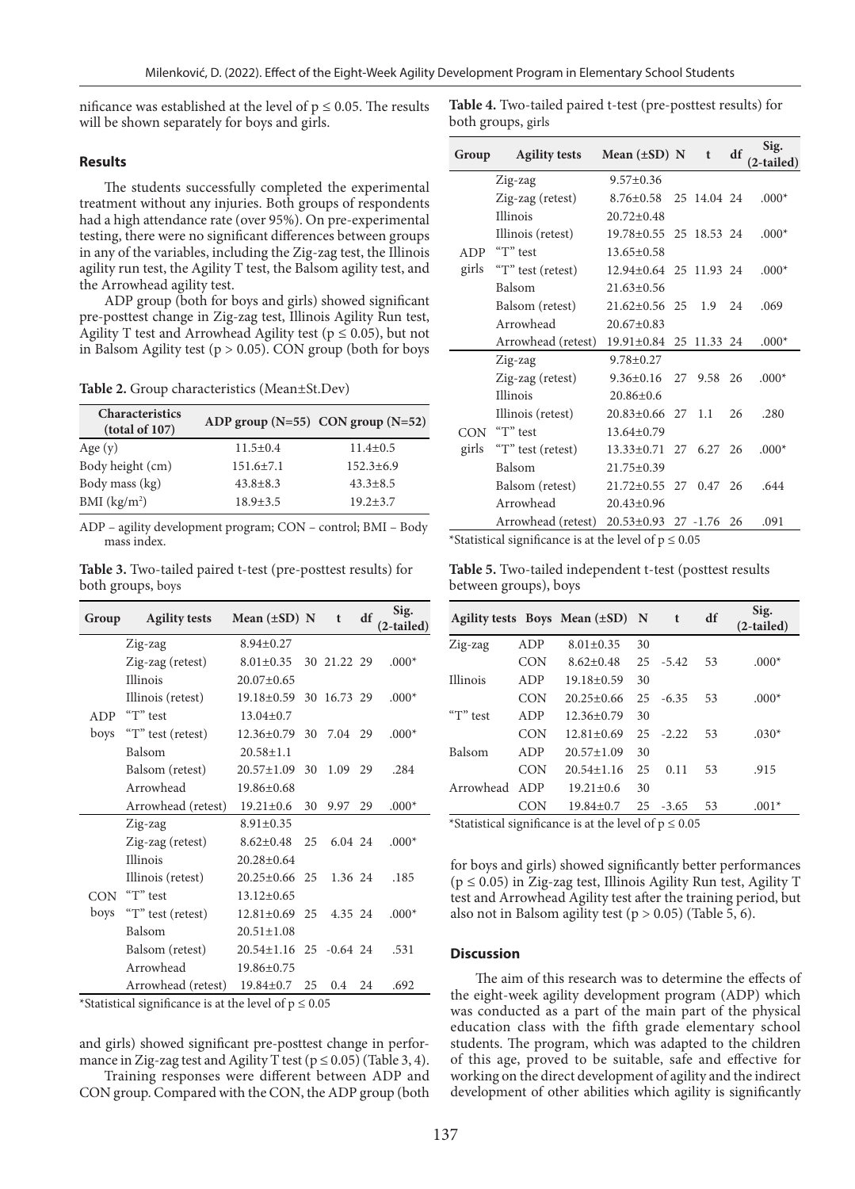nificance was established at the level of $p \leq 0.05$. The results will be shown separately for boys and girls.

## Results

The students successfully completed the experimental treatment without any injuries. Both groups of respondents had a high attendance rate (over 95%). On pre-experimental testing, there were no significant differences between groups in any of the variables, including the Zig-zag test, the Illinois agility run test, the Agility T test, the Balsom agility test, and the Arrowhead agility test.

ADP group (both for boys and girls) showed significant pre-posttest change in Zig-zag test, Illinois Agility Run test, Agility T test and Arrowhead Agility test ($p \leq 0.05$), but not in Balsom Agility test ($p > 0.05$). CON group (both for boys and girls) showed significant pre-posttest change in performance in Zig-zag test and Agility T test ($p \leq 0.05$) (Table 3, 4).

Training responses were different between ADP and CON group. Compared with the CON, the ADP group (both for boys and girls) showed significantly better performances ($p \leq 0.05$) in Zig-zag test, Illinois Agility Run test, Agility T test and Arrowhead Agility test after the training period, but also not in Balsom agility test ($p > 0.05$) (Table 5, 6).

**Table 2.** Group characteristics (Mean±St.Dev)

| Characteristics (total of 107) | ADP group (N=55) | CON group (N=52) |
|---|---|---|
| Age (y) | 11.5±0.4 | 11.4±0.5 |
| Body height (cm) | 151.6±7.1 | 152.3±6.9 |
| Body mass (kg) | 43.8±8.3 | 43.3±8.5 |
| BMI (kg/m$^2$) | 18.9±3.5 | 19.2±3.7 |

ADP – agility development program; CON – control; BMI – Body mass index.

**Table 3.** Two-tailed paired t-test (pre-posttest results) for both groups, boys

| Group | Agility tests | Mean (±SD) | N | t | df | Sig. (2-tailed) |
|---|---|---|---|---|---|---|
| ADP boys | Zig-zag | 8.94±0.27 | | | | |
| | Zig-zag (retest) | 8.01±0.35 | 30 | 21.22 | 29 | .000* |
| | Illinois | 20.07±0.65 | | | | |
| | Illinois (retest) | 19.18±0.59 | 30 | 16.73 | 29 | .000* |
| | "T" test | 13.04±0.7 | | | | |
| | "T" test (retest) | 12.36±0.79 | 30 | 7.04 | 29 | .000* |
| | Balsom | 20.58±1.1 | | | | |
| | Balsom (retest) | 20.57±1.09 | 30 | 1.09 | 29 | .284 |
| | Arrowhead | 19.86±0.68 | | | | |
| | Arrowhead (retest) | 19.21±0.6 | 30 | 9.97 | 29 | .000* |
| CON boys | Zig-zag | 8.91±0.35 | | | | |
| | Zig-zag (retest) | 8.62±0.48 | 25 | 6.04 | 24 | .000* |
| | Illinois | 20.28±0.64 | | | | |
| | Illinois (retest) | 20.25±0.66 | 25 | 1.36 | 24 | .185 |
| | "T" test | 13.12±0.65 | | | | |
| | "T" test (retest) | 12.81±0.69 | 25 | 4.35 | 24 | .000* |
| | Balsom | 20.51±1.08 | | | | |
| | Balsom (retest) | 20.54±1.16 | 25 | -0.64 | 24 | .531 |
| | Arrowhead | 19.86±0.75 | | | | |
| | Arrowhead (retest) | 19.84±0.7 | 25 | 0.4 | 24 | .692 |

*Statistical significance is at the level of $p \leq 0.05$

**Table 4.** Two-tailed paired t-test (pre-posttest results) for both groups, girls

| Group | Agility tests | Mean (±SD) | N | t | df | Sig. (2-tailed) |
|---|---|---|---|---|---|---|
| ADP girls | Zig-zag | 9.57±0.36 | | | | |
| | Zig-zag (retest) | 8.76±0.58 | 25 | 14.04 | 24 | .000* |
| | Illinois | 20.72±0.48 | | | | |
| | Illinois (retest) | 19.78±0.55 | 25 | 18.53 | 24 | .000* |
| | "T" test | 13.65±0.58 | | | | |
| | "T" test (retest) | 12.94±0.64 | 25 | 11.93 | 24 | .000* |
| | Balsom | 21.63±0.56 | | | | |
| | Balsom (retest) | 21.62±0.56 | 25 | 1.9 | 24 | .069 |
| | Arrowhead | 20.67±0.83 | | | | |
| | Arrowhead (retest) | 19.91±0.84 | 25 | 11.33 | 24 | .000* |
| CON girls | Zig-zag | 9.78±0.27 | | | | |
| | Zig-zag (retest) | 9.36±0.16 | 27 | 9.58 | 26 | .000* |
| | Illinois | 20.86±0.6 | | | | |
| | Illinois (retest) | 20.83±0.66 | 27 | 1.1 | 26 | .280 |
| | "T" test | 13.64±0.79 | | | | |
| | "T" test (retest) | 13.33±0.71 | 27 | 6.27 | 26 | .000* |
| | Balsom | 21.75±0.39 | | | | |
| | Balsom (retest) | 21.72±0.55 | 27 | 0.47 | 26 | .644 |
| | Arrowhead | 20.43±0.96 | | | | |
| | Arrowhead (retest) | 20.53±0.93 | 27 | -1.76 | 26 | .091 |

*Statistical significance is at the level of $p \leq 0.05$

**Table 5.** Two-tailed independent t-test (posttest results between groups), boys

| Agility tests | Boys | Mean (±SD) | N | t | df | Sig. (2-tailed) |
|---|---|---|---|---|---|---|
| Zig-zag | ADP | 8.01±0.35 | 30 | | | |
| | CON | 8.62±0.48 | 25 | -5.42 | 53 | .000* |
| Illinois | ADP | 19.18±0.59 | 30 | | | |
| | CON | 20.25±0.66 | 25 | -6.35 | 53 | .000* |
| "T" test | ADP | 12.36±0.79 | 30 | | | |
| | CON | 12.81±0.69 | 25 | -2.22 | 53 | .030* |
| Balsom | ADP | 20.57±1.09 | 30 | | | |
| | CON | 20.54±1.16 | 25 | 0.11 | 53 | .915 |
| Arrowhead | ADP | 19.21±0.6 | 30 | | | |
| | CON | 19.84±0.7 | 25 | -3.65 | 53 | .001* |

*Statistical significance is at the level of $p \leq 0.05$

## Discussion

The aim of this research was to determine the effects of the eight-week agility development program (ADP) which was conducted as a part of the main part of the physical education class with the fifth grade elementary school students. The program, which was adapted to the children of this age, proved to be suitable, safe and effective for working on the direct development of agility and the indirect development of other abilities which agility is significantly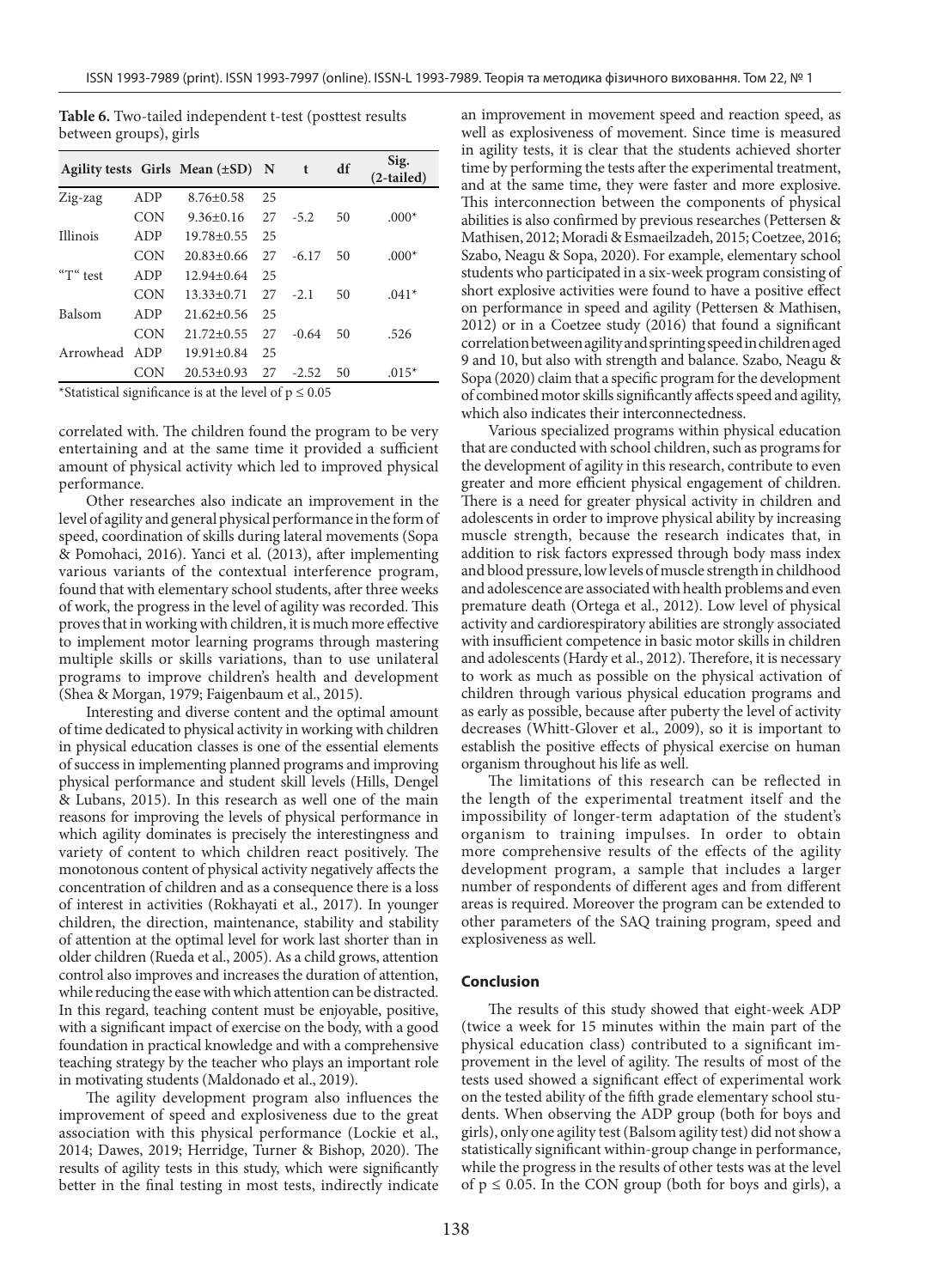**Table 6.** Two-tailed independent t-test (posttest results between groups), girls

| Agility tests | Girls | Mean (±SD) | N | t | df | Sig. (2-tailed) |
|---|---|---|---|---|---|---|
| Zig-zag | ADP | 8.76±0.58 | 25 | | | |
| | CON | 9.36±0.16 | 27 | -5.2 | 50 | .000* |
| Illinois | ADP | 19.78±0.55 | 25 | | | |
| | CON | 20.83±0.66 | 27 | -6.17 | 50 | .000* |
| "T" test | ADP | 12.94±0.64 | 25 | | | |
| | CON | 13.33±0.71 | 27 | -2.1 | 50 | .041* |
| Balsom | ADP | 21.62±0.56 | 25 | | | |
| | CON | 21.72±0.55 | 27 | -0.64 | 50 | .526 |
| Arrowhead | ADP | 19.91±0.84 | 25 | | | |
| | CON | 20.53±0.93 | 27 | -2.52 | 50 | .015* |

*Statistical significance is at the level of $p \leq 0.05$

correlated with. The children found the program to be very entertaining and at the same time it provided a sufficient amount of physical activity which led to improved physical performance.

Other researches also indicate an improvement in the level of agility and general physical performance in the form of speed, coordination of skills during lateral movements (Sopa & Pomohaci, 2016). Yanci et al. (2013), after implementing various variants of the contextual interference program, found that with elementary school students, after three weeks of work, the progress in the level of agility was recorded. This proves that in working with children, it is much more effective to implement motor learning programs through mastering multiple skills or skills variations, than to use unilateral programs to improve children's health and development (Shea & Morgan, 1979; Faigenbaum et al., 2015).

Interesting and diverse content and the optimal amount of time dedicated to physical activity in working with children in physical education classes is one of the essential elements of success in implementing planned programs and improving physical performance and student skill levels (Hills, Dengel & Lubans, 2015). In this research as well one of the main reasons for improving the levels of physical performance in which agility dominates is precisely the interestingness and variety of content to which children react positively. The monotonous content of physical activity negatively affects the concentration of children and as a consequence there is a loss of interest in activities (Rokhayati et al., 2017). In younger children, the direction, maintenance, stability and stability of attention at the optimal level for work last shorter than in older children (Rueda et al., 2005). As a child grows, attention control also improves and increases the duration of attention, while reducing the ease with which attention can be distracted. In this regard, teaching content must be enjoyable, positive, with a significant impact of exercise on the body, with a good foundation in practical knowledge and with a comprehensive teaching strategy by the teacher who plays an important role in motivating students (Maldonado et al., 2019).

The agility development program also influences the improvement of speed and explosiveness due to the great association with this physical performance (Lockie et al., 2014; Dawes, 2019; Herridge, Turner & Bishop, 2020). The results of agility tests in this study, which were significantly better in the final testing in most tests, indirectly indicate an improvement in movement speed and reaction speed, as well as explosiveness of movement. Since time is measured in agility tests, it is clear that the students achieved shorter time by performing the tests after the experimental treatment, and at the same time, they were faster and more explosive. This interconnection between the components of physical abilities is also confirmed by previous researches (Pettersen & Mathisen, 2012; Moradi & Esmaeilzadeh, 2015; Coetzee, 2016; Szabo, Neagu & Sopa, 2020). For example, elementary school students who participated in a six-week program consisting of short explosive activities were found to have a positive effect on performance in speed and agility (Pettersen & Mathisen, 2012) or in a Coetzee study (2016) that found a significant correlation between agility and sprinting speed in children aged 9 and 10, but also with strength and balance. Szabo, Neagu & Sopa (2020) claim that a specific program for the development of combined motor skills significantly affects speed and agility, which also indicates their interconnectedness.

Various specialized programs within physical education that are conducted with school children, such as programs for the development of agility in this research, contribute to even greater and more efficient physical engagement of children. There is a need for greater physical activity in children and adolescents in order to improve physical ability by increasing muscle strength, because the research indicates that, in addition to risk factors expressed through body mass index and blood pressure, low levels of muscle strength in childhood and adolescence are associated with health problems and even premature death (Ortega et al., 2012). Low level of physical activity and cardiorespiratory abilities are strongly associated with insufficient competence in basic motor skills in children and adolescents (Hardy et al., 2012). Therefore, it is necessary to work as much as possible on the physical activation of children through various physical education programs and as early as possible, because after puberty the level of activity decreases (Whitt-Glover et al., 2009), so it is important to establish the positive effects of physical exercise on human organism throughout his life as well.

The limitations of this research can be reflected in the length of the experimental treatment itself and the impossibility of longer-term adaptation of the student's organism to training impulses. In order to obtain more comprehensive results of the effects of the agility development program, a sample that includes a larger number of respondents of different ages and from different areas is required. Moreover the program can be extended to other parameters of the SAQ training program, speed and explosiveness as well.

## Conclusion

The results of this study showed that eight-week ADP (twice a week for 15 minutes within the main part of the physical education class) contributed to a significant improvement in the level of agility. The results of most of the tests used showed a significant effect of experimental work on the tested ability of the fifth grade elementary school students. When observing the ADP group (both for boys and girls), only one agility test (Balsom agility test) did not show a statistically significant within-group change in performance, while the progress in the results of other tests was at the level of $p \leq 0.05$. In the CON group (both for boys and girls), a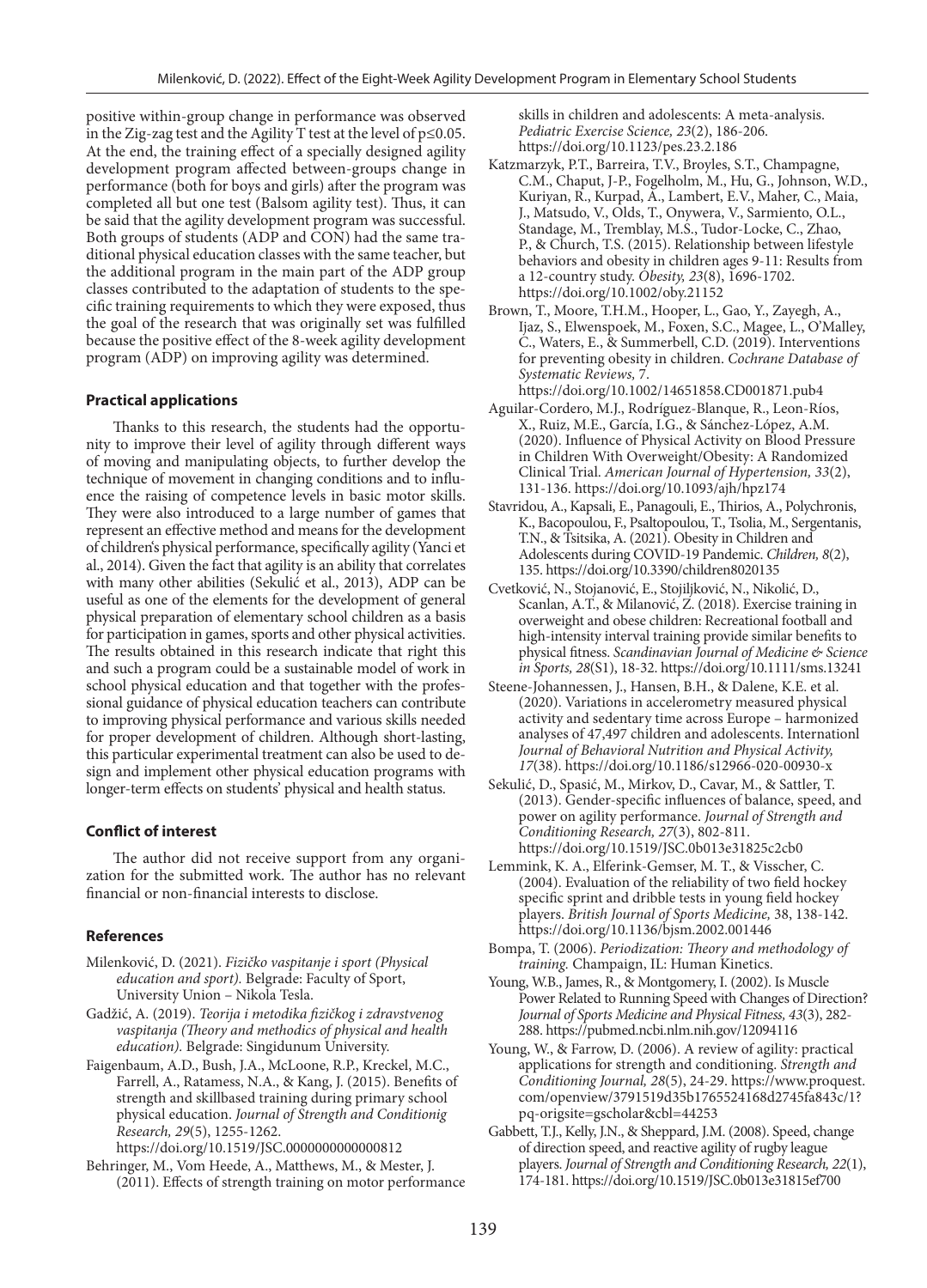positive within-group change in performance was observed in the Zig-zag test and the Agility T test at the level of p≤0.05. At the end, the training effect of a specially designed agility development program affected between-groups change in performance (both for boys and girls) after the program was completed all but one test (Balsom agility test). Thus, it can be said that the agility development program was successful. Both groups of students (ADP and CON) had the same traditional physical education classes with the same teacher, but the additional program in the main part of the ADP group classes contributed to the adaptation of students to the specific training requirements to which they were exposed, thus the goal of the research that was originally set was fulfilled because the positive effect of the 8-week agility development program (ADP) on improving agility was determined.

#### Practical applications

Thanks to this research, the students had the opportunity to improve their level of agility through different ways of moving and manipulating objects, to further develop the technique of movement in changing conditions and to influence the raising of competence levels in basic motor skills. They were also introduced to a large number of games that represent an effective method and means for the development of children's physical performance, specifically agility (Yanci et al., 2014). Given the fact that agility is an ability that correlates with many other abilities (Sekulić et al., 2013), ADP can be useful as one of the elements for the development of general physical preparation of elementary school children as a basis for participation in games, sports and other physical activities. The results obtained in this research indicate that right this and such a program could be a sustainable model of work in school physical education and that together with the professional guidance of physical education teachers can contribute to improving physical performance and various skills needed for proper development of children. Although short-lasting, this particular experimental treatment can also be used to design and implement other physical education programs with longer-term effects on students' physical and health status.

#### Conflict of interest

The author did not receive support from any organization for the submitted work. The author has no relevant financial or non-financial interests to disclose.

#### References

Milenković, D. (2021). *Fizičko vaspitanje i sport (Physical education and sport).* Belgrade: Faculty of Sport, University Union – Nikola Tesla.

Gadžić, A. (2019). *Teorija i metodika fizičkog i zdravstvenog vaspitanja (Theory and methodics of physical and health education).* Belgrade: Singidunum University.

Faigenbaum, A.D., Bush, J.A., McLoone, R.P., Kreckel, M.C., Farrell, A., Ratamess, N.A., & Kang, J. (2015). Benefits of strength and skillbased training during primary school physical education. *Journal of Strength and Conditionig Research, 29*(5), 1255-1262. https://doi.org/10.1519/JSC.0000000000000812

Behringer, M., Vom Heede, A., Matthews, M., & Mester, J. (2011). Effects of strength training on motor performance skills in children and adolescents: A meta-analysis. *Pediatric Exercise Science, 23*(2), 186-206. https://doi.org/10.1123/pes.23.2.186

Katzmarzyk, P.T., Barreira, T.V., Broyles, S.T., Champagne, C.M., Chaput, J-P., Fogelholm, M., Hu, G., Johnson, W.D., Kuriyan, R., Kurpad, A., Lambert, E.V., Maher, C., Maia, J., Matsudo, V., Olds, T., Onywera, V., Sarmiento, O.L., Standage, M., Tremblay, M.S., Tudor-Locke, C., Zhao, P., & Church, T.S. (2015). Relationship between lifestyle behaviors and obesity in children ages 9-11: Results from a 12-country study. *Obesity, 23*(8), 1696-1702. https://doi.org/10.1002/oby.21152

Brown, T., Moore, T.H.M., Hooper, L., Gao, Y., Zayegh, A., Ijaz, S., Elwenspoek, M., Foxen, S.C., Magee, L., O'Malley, C., Waters, E., & Summerbell, C.D. (2019). Interventions for preventing obesity in children. *Cochrane Database of Systematic Reviews,* 7. https://doi.org/10.1002/14651858.CD001871.pub4

Aguilar-Cordero, M.J., Rodríguez-Blanque, R., Leon-Ríos, X., Ruiz, M.E., García, I.G., & Sánchez-López, A.M. (2020). Influence of Physical Activity on Blood Pressure in Children With Overweight/Obesity: A Randomized Clinical Trial. *American Journal of Hypertension, 33*(2), 131-136. https://doi.org/10.1093/ajh/hpz174

Stavridou, A., Kapsali, E., Panagouli, E., Thirios, A., Polychronis, K., Bacopoulou, F., Psaltopoulou, T., Tsolia, M., Sergentanis, T.N., & Tsitsika, A. (2021). Obesity in Children and Adolescents during COVID-19 Pandemic. *Children, 8*(2), 135. https://doi.org/10.3390/children8020135

Cvetković, N., Stojanović, E., Stojiljković, N., Nikolić, D., Scanlan, A.T., & Milanović, Z. (2018). Exercise training in overweight and obese children: Recreational football and high-intensity interval training provide similar benefits to physical fitness. *Scandinavian Journal of Medicine & Science in Sports, 28*(S1), 18-32. https://doi.org/10.1111/sms.13241

Steene-Johannessen, J., Hansen, B.H., & Dalene, K.E. et al. (2020). Variations in accelerometry measured physical activity and sedentary time across Europe – harmonized analyses of 47,497 children and adolescents. *Internationl Journal of Behavioral Nutrition and Physical Activity, 17*(38). https://doi.org/10.1186/s12966-020-00930-x

Sekulić, D., Spasić, M., Mirkov, D., Cavar, M., & Sattler, T. (2013). Gender-specific influences of balance, speed, and power on agility performance. *Journal of Strength and Conditioning Research, 27*(3), 802-811. https://doi.org/10.1519/JSC.0b013e31825c2cb0

Lemmink, K. A., Elferink-Gemser, M. T., & Visscher, C. (2004). Evaluation of the reliability of two field hockey specific sprint and dribble tests in young field hockey players. *British Journal of Sports Medicine,* 38, 138-142. https://doi.org/10.1136/bjsm.2002.001446

Bompa, T. (2006). *Periodization: Theory and methodology of training.* Champaign, IL: Human Kinetics.

Young, W.B., James, R., & Montgomery, I. (2002). Is Muscle Power Related to Running Speed with Changes of Direction? *Journal of Sports Medicine and Physical Fitness, 43*(3), 282-288. https://pubmed.ncbi.nlm.nih.gov/12094116

Young, W., & Farrow, D. (2006). A review of agility: practical applications for strength and conditioning. *Strength and Conditioning Journal, 28*(5), 24-29. https://www.proquest.com/openview/3791519d35b1765524168d2745fa843c/1?pq-origsite=gscholar&cbl=44253

Gabbett, T.J., Kelly, J.N., & Sheppard, J.M. (2008). Speed, change of direction speed, and reactive agility of rugby league players. *Journal of Strength and Conditioning Research, 22*(1), 174-181. https://doi.org/10.1519/JSC.0b013e31815ef700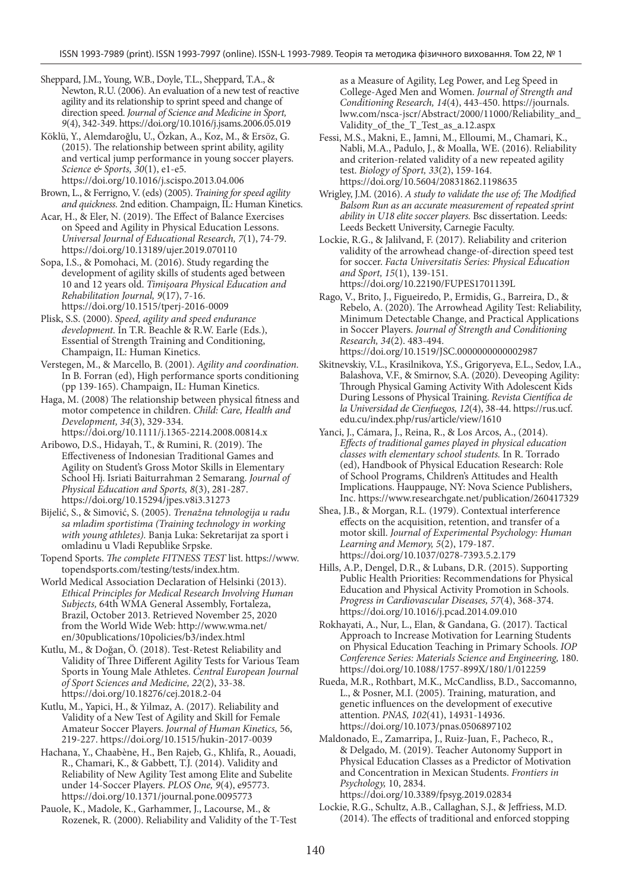Sheppard, J.M., Young, W.B., Doyle, T.L., Sheppard, T.A., & Newton, R.U. (2006). An evaluation of a new test of reactive agility and its relationship to sprint speed and change of direction speed. *Journal of Science and Medicine in Sport, 9*(4), 342-349. https://doi.org/10.1016/j.jsams.2006.05.019

Köklü, Y., Alemdaroğlu, U., Özkan, A., Koz, M., & Ersöz, G. (2015). The relationship between sprint ability, agility and vertical jump performance in young soccer players. *Science & Sports, 30*(1), e1-e5. https://doi.org/10.1016/j.scispo.2013.04.006

Brown, L., & Ferrigno, V. (eds) (2005). *Training for speed agility and quickness.* 2nd edition. Champaign, IL: Human Kinetics.

Acar, H., & Eler, N. (2019). The Effect of Balance Exercises on Speed and Agility in Physical Education Lessons. *Universal Journal of Educational Research, 7*(1), 74-79. https://doi.org/10.13189/ujer.2019.070110

Sopa, I.S., & Pomohaci, M. (2016). Study regarding the development of agility skills of students aged between 10 and 12 years old. *Timișoara Physical Education and Rehabilitation Journal, 9*(17), 7-16. https://doi.org/10.1515/tperj-2016-0009

Plisk, S.S. (2000). *Speed, agility and speed endurance development.* In T.R. Beachle & R.W. Earle (Eds.), Essential of Strength Training and Conditioning, Champaign, IL: Human Kinetics.

Verstegen, M., & Marcello, B. (2001). *Agility and coordination.* In B. Forran (ed), High performance sports conditioning (pp 139-165). Champaign, IL: Human Kinetics.

Haga, M. (2008) The relationship between physical fitness and motor competence in children. *Child: Care, Health and Development, 34*(3), 329-334. https://doi.org/10.1111/j.1365-2214.2008.00814.x

Aribowo, D.S., Hidayah, T., & Rumini, R. (2019). The Effectiveness of Indonesian Traditional Games and Agility on Student's Gross Motor Skills in Elementary School Hj. Isriati Baiturrahman 2 Semarang. *Journal of Physical Education and Sports, 8*(3), 281-287. https://doi.org/10.15294/jpes.v8i3.31273

Bijelić, S., & Simović, S. (2005). *Trenažna tehnologija u radu sa mladim sportistima (Training technology in working with young athletes).* Banja Luka: Sekretarijat za sport i omladinu u Vladi Republike Srpske.

Topend Sports. *The complete FITNESS TEST* list. https://www.topendsports.com/testing/tests/index.htm.

World Medical Association Declaration of Helsinki (2013). *Ethical Principles for Medical Research Involving Human Subjects,* 64th WMA General Assembly, Fortaleza, Brazil, October 2013. Retrieved November 25, 2020 from the World Wide Web: http://www.wma.net/en/30publications/10policies/b3/index.html

Kutlu, M., & Doğan, Ö. (2018). Test-Retest Reliability and Validity of Three Different Agility Tests for Various Team Sports in Young Male Athletes. *Central European Journal of Sport Sciences and Medicine, 22*(2), 33-38. https://doi.org/10.18276/cej.2018.2-04

Kutlu, M., Yapici, H., & Yilmaz, A. (2017). Reliability and Validity of a New Test of Agility and Skill for Female Amateur Soccer Players. *Journal of Human Kinetics,* 56, 219-227. https://doi.org/10.1515/hukin-2017-0039

Hachana, Y., Chaabène, H., Ben Rajeb, G., Khlifa, R., Aouadi, R., Chamari, K., & Gabbett, T.J. (2014). Validity and Reliability of New Agility Test among Elite and Subelite under 14-Soccer Players. *PLOS One, 9*(4), e95773. https://doi.org/10.1371/journal.pone.0095773

Pauole, K., Madole, K., Garhammer, J., Lacourse, M., & Rozenek, R. (2000). Reliability and Validity of the T-Test as a Measure of Agility, Leg Power, and Leg Speed in College-Aged Men and Women. *Journal of Strength and Conditioning Research, 14*(4), 443-450. https://journals.lww.com/nsca-jscr/Abstract/2000/11000/Reliability_and_Validity_of_the_T_Test_as_a.12.aspx

Fessi, M.S., Makni, E., Jamni, M., Elloumi, M., Chamari, K., Nabli, M.A., Padulo, J., & Moalla, WE. (2016). Reliability and criterion-related validity of a new repeated agility test. *Biology of Sport, 33*(2), 159-164. https://doi.org/10.5604/20831862.1198635

Wrigley, J.M. (2016). *A study to validate the use of; The Modified Balsom Run as an accurate measurement of repeated sprint ability in U18 elite soccer players.* Bsc dissertation. Leeds: Leeds Beckett University, Carnegie Faculty.

Lockie, R.G., & Jalilvand, F. (2017). Reliability and criterion validity of the arrowhead change-of-direction speed test for soccer. *Facta Universitatis Series: Physical Education and Sport, 15*(1), 139-151. https://doi.org/10.22190/FUPES1701139L

Rago, V., Brito, J., Figueiredo, P., Ermidis, G., Barreira, D., & Rebelo, A. (2020). The Arrowhead Agility Test: Reliability, Minimum Detectable Change, and Practical Applications in Soccer Players. *Journal of Strength and Conditioning Research, 34*(2). 483-494. https://doi.org/10.1519/JSC.0000000000002987

Skitnevskiy, V.L., Krasilnikova, Y.S., Grigoryeva, E.L., Sedov, I.A., Balashova, V.F., & Smirnov, S.A. (2020). Deveoping Agility: Through Physical Gaming Activity With Adolescent Kids During Lessons of Physical Training. *Revista Científica de la Universidad de Cienfuegos, 12*(4), 38-44. https://rus.ucf.edu.cu/index.php/rus/article/view/1610

Yanci, J., Cámara, J., Reina, R., & Los Arcos, A., (2014). *Effects of traditional games played in physical education classes with elementary school students.* In R. Torrado (ed), Handbook of Physical Education Research: Role of School Programs, Children's Attitudes and Health Implications. Hauppauge, NY: Nova Science Publishers, Inc. https://www.researchgate.net/publication/260417329

Shea, J.B., & Morgan, R.L. (1979). Contextual interference effects on the acquisition, retention, and transfer of a motor skill. *Journal of Experimental Psychology: Human Learning and Memory, 5*(2), 179-187. https://doi.org/10.1037/0278-7393.5.2.179

Hills, A.P., Dengel, D.R., & Lubans, D.R. (2015). Supporting Public Health Priorities: Recommendations for Physical Education and Physical Activity Promotion in Schools. *Progress in Cardiovascular Diseases, 57*(4), 368-374. https://doi.org/10.1016/j.pcad.2014.09.010

Rokhayati, A., Nur, L., Elan, & Gandana, G. (2017). Tactical Approach to Increase Motivation for Learning Students on Physical Education Teaching in Primary Schools. *IOP Conference Series: Materials Science and Engineering,* 180. https://doi.org/10.1088/1757-899X/180/1/012259

Rueda, M.R., Rothbart, M.K., McCandliss, B.D., Saccomanno, L., & Posner, M.I. (2005). Training, maturation, and genetic influences on the development of executive attention. *PNAS, 102*(41), 14931-14936. https://doi.org/10.1073/pnas.0506897102

Maldonado, E., Zamarripa, J., Ruiz-Juan, F., Pacheco, R., & Delgado, M. (2019). Teacher Autonomy Support in Physical Education Classes as a Predictor of Motivation and Concentration in Mexican Students. *Frontiers in Psychology,* 10, 2834. https://doi.org/10.3389/fpsyg.2019.02834

Lockie, R.G., Schultz, A.B., Callaghan, S.J., & Jeffriess, M.D. (2014). The effects of traditional and enforced stopping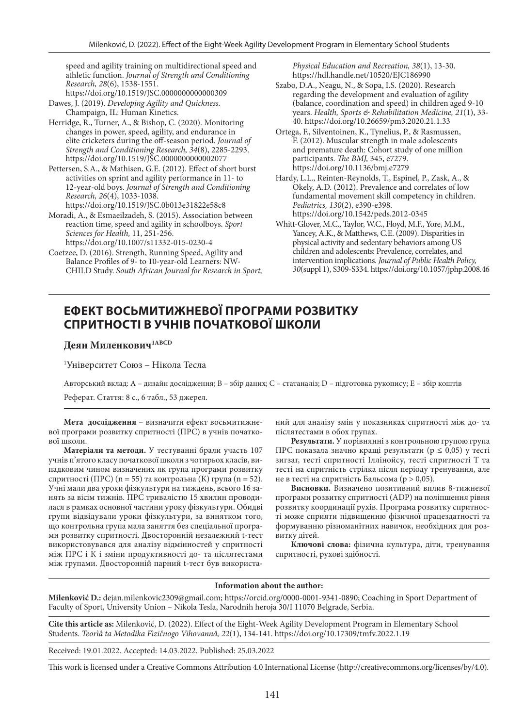speed and agility training on multidirectional speed and athletic function. *Journal of Strength and Conditioning Research, 28*(6), 1538-1551. https://doi.org/10.1519/JSC.0000000000000309

Dawes, J. (2019). *Developing Agility and Quickness.* Champaign, IL: Human Kinetics.

Herridge, R., Turner, A., & Bishop, C. (2020). Monitoring changes in power, speed, agility, and endurance in elite cricketers during the off-season period. *Journal of Strength and Conditioning Research, 34*(8), 2285-2293. https://doi.org/10.1519/JSC.0000000000002077

Pettersen, S.A., & Mathisen, G.E. (2012). Effect of short burst activities on sprint and agility performance in 11- to 12-year-old boys. *Journal of Strength and Conditioning Research, 26*(4), 1033-1038. https://doi.org/10.1519/JSC.0b013e31822e58c8

Moradi, A., & Esmaeilzadeh, S. (2015). Association between reaction time, speed and agility in schoolboys. *Sport Sciences for Health,* 11, 251-256. https://doi.org/10.1007/s11332-015-0230-4

Coetzee, D. (2016). Strength, Running Speed, Agility and Balance Profiles of 9- to 10-year-old Learners: NW-CHILD Study. *South African Journal for Research in Sport, Physical Education and Recreation, 38*(1), 13-30. https://hdl.handle.net/10520/EJC186990

Szabo, D.A., Neagu, N., & Sopa, I.S. (2020). Research regarding the development and evaluation of agility (balance, coordination and speed) in children aged 9-10 years. *Health, Sports & Rehabilitation Medicine, 21*(1), 33-40. https://doi.org/10.26659/pm3.2020.21.1.33

Ortega, F., Silventoinen, K., Tynelius, P., & Rasmussen, F. (2012). Muscular strength in male adolescents and premature death: Cohort study of one million participants. *The BMJ,* 345, e7279. https://doi.org/10.1136/bmj.e7279

Hardy, L.L., Reinten-Reynolds, T., Espinel, P., Zask, A., & Okely, A.D. (2012). Prevalence and correlates of low fundamental movement skill competency in children. *Pediatrics, 130*(2), e390-e398. https://doi.org/10.1542/peds.2012-0345

Whitt-Glover, M.C., Taylor, W.C., Floyd, M.F., Yore, M.M., Yancey, A.K., & Matthews, C.E. (2009). Disparities in physical activity and sedentary behaviors among US children and adolescents: Prevalence, correlates, and intervention implications. *Journal of Public Health Policy, 30*(suppl 1), S309-S334. https://doi.org/10.1057/jphp.2008.46

# ЕФЕКТ ВОСЬМИТИЖНЕВОЇ ПРОГРАМИ РОЗВИТКУ СПРИТНОСТІ В УЧНІВ ПОЧАТКОВОЇ ШКОЛИ

**Деян Миленкович[1ABCD]**

[1]Університет Союз – Нікола Тесла

Авторський вклад: A – дизайн дослідження; B – збір даних; C – статаналіз; D – підготовка рукопису; E – збір коштів

Реферат. Стаття: 8 с., 6 табл., 53 джерел.

**Мета дослідження** – визначити ефект восьмитижневої програми розвитку спритності (ПРС) в учнів початкової школи.

**Матеріали та методи.** У тестуванні брали участь 107 учнів п'ятого класу початкової школи з чотирьох класів, випадковим чином визначених як група програми розвитку спритності (ПРС) (n = 55) та контрольна (К) група (n = 52). Учні мали два уроки фізкультури на тиждень, всього 16 занять за вісім тижнів. ПРС тривалістю 15 хвилин проводилася в рамках основної частини уроку фізкультури. Обидві групи відвідували уроки фізкультури, за винятком того, що контрольна група мала заняття без спеціальної програми розвитку спритності. Двосторонній незалежний t-тест використовувався для аналізу відмінностей у спритності між ПРС і К і зміни продуктивності до- та післятестами між групами. Двосторонній парний t-тест був використаний для аналізу змін у показниках спритності між до- та післятестами в обох групах.

**Результати.** У порівнянні з контрольною групою група ПРС показала значно кращі результати ($p \leq 0{,}05$) у тесті зигзаг, тесті спритності Іллінойсу, тесті спритності T та тесті на спритність стрілка після періоду тренування, але не в тесті на спритність Бальсома ($p > 0{,}05$).

**Висновки.** Визначено позитивний вплив 8-тижневої програми розвитку спритності (ADP) на поліпшення рівня розвитку координації рухів. Програма розвитку спритності може сприяти підвищенню фізичної працездатності та формуванню різноманітних навичок, необхідних для розвитку дітей.

**Ключові слова:** фізична культура, діти, тренування спритності, рухові здібності.

**Information about the author:**

**Milenković D.:** dejan.milenkovic2309@gmail.com; https://orcid.org/0000-0001-9341-0890; Coaching in Sport Department of Faculty of Sport, University Union – Nikola Tesla, Narodnih heroja 30/I 11070 Belgrade, Serbia.

**Cite this article as:** Milenković, D. (2022). Effect of the Eight-Week Agility Development Program in Elementary School Students. *Teorìâ ta Metodika Fìzičnogo Vihovannâ, 22*(1), 134-141. https://doi.org/10.17309/tmfv.2022.1.19

Received: 19.01.2022. Accepted: 14.03.2022. Published: 25.03.2022

This work is licensed under a Creative Commons Attribution 4.0 International License (http://creativecommons.org/licenses/by/4.0).